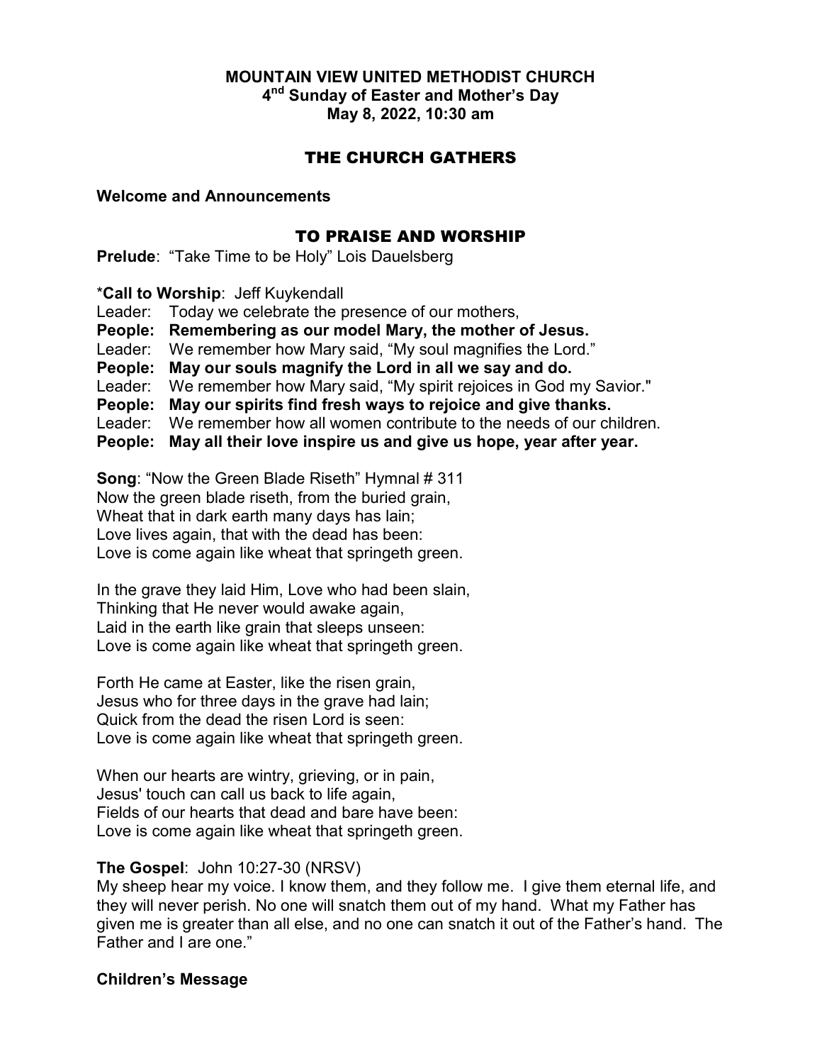**MOUNTAIN VIEW UNITED METHODIST CHURCH**
**4th Sunday of Easter and Mother's Day**
**May 8, 2022, 10:30 am**

## THE CHURCH GATHERS

**Welcome and Announcements**

## TO PRAISE AND WORSHIP

**Prelude**: "Take Time to be Holy" Lois Dauelsberg

*__Call to Worship__: Jeff Kuykendall

Leader: Today we celebrate the presence of our mothers,
**People: Remembering as our model Mary, the mother of Jesus.**
Leader: We remember how Mary said, "My soul magnifies the Lord."
**People: May our souls magnify the Lord in all we say and do.**
Leader: We remember how Mary said, "My spirit rejoices in God my Savior."
**People: May our spirits find fresh ways to rejoice and give thanks.**
Leader: We remember how all women contribute to the needs of our children.
**People: May all their love inspire us and give us hope, year after year.**

**Song**: "Now the Green Blade Riseth" Hymnal # 311
Now the green blade riseth, from the buried grain,
Wheat that in dark earth many days has lain;
Love lives again, that with the dead has been:
Love is come again like wheat that springeth green.

In the grave they laid Him, Love who had been slain,
Thinking that He never would awake again,
Laid in the earth like grain that sleeps unseen:
Love is come again like wheat that springeth green.

Forth He came at Easter, like the risen grain,
Jesus who for three days in the grave had lain;
Quick from the dead the risen Lord is seen:
Love is come again like wheat that springeth green.

When our hearts are wintry, grieving, or in pain,
Jesus' touch can call us back to life again,
Fields of our hearts that dead and bare have been:
Love is come again like wheat that springeth green.

**The Gospel**: John 10:27-30 (NRSV)
My sheep hear my voice. I know them, and they follow me. I give them eternal life, and they will never perish. No one will snatch them out of my hand. What my Father has given me is greater than all else, and no one can snatch it out of the Father's hand. The Father and I are one."

**Children's Message**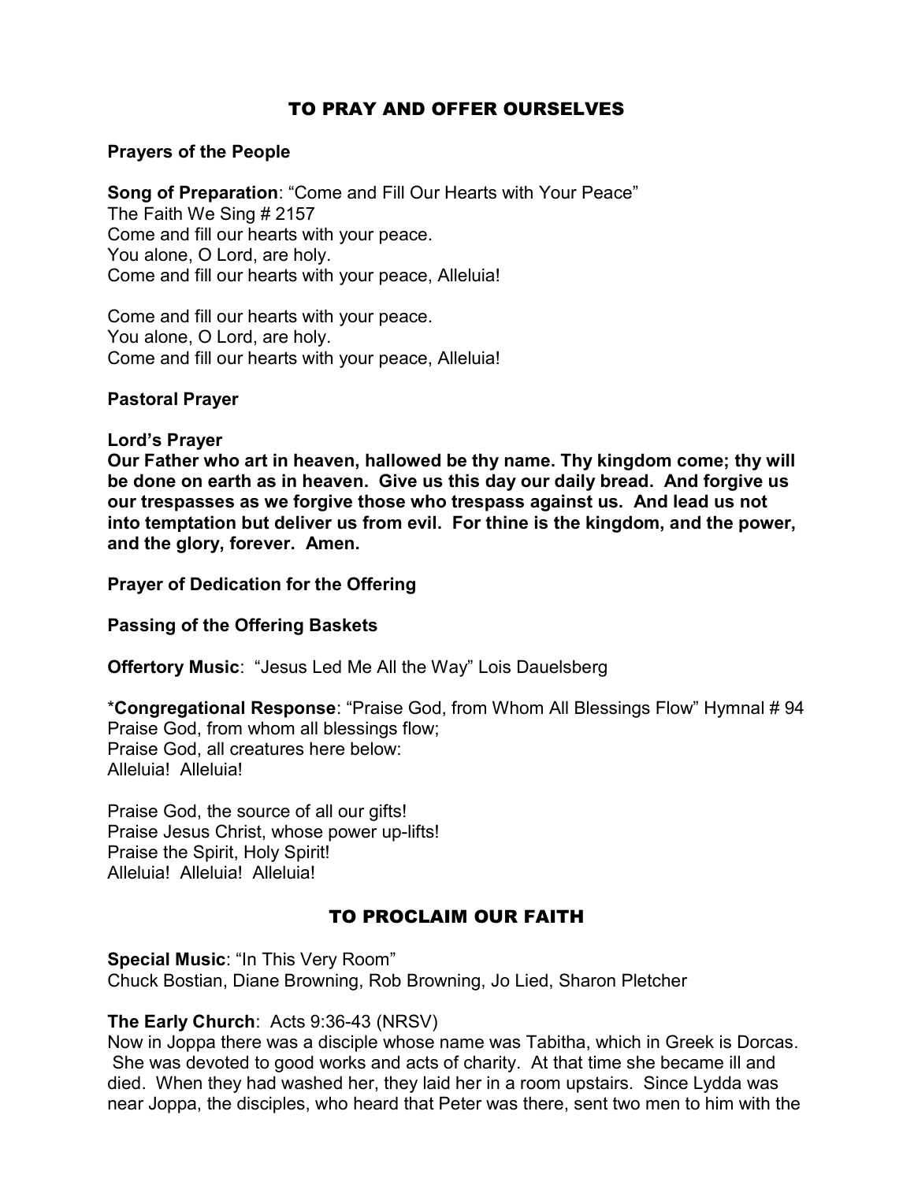## TO PRAY AND OFFER OURSELVES

**Prayers of the People**

**Song of Preparation**: "Come and Fill Our Hearts with Your Peace"
The Faith We Sing # 2157
Come and fill our hearts with your peace.
You alone, O Lord, are holy.
Come and fill our hearts with your peace, Alleluia!

Come and fill our hearts with your peace.
You alone, O Lord, are holy.
Come and fill our hearts with your peace, Alleluia!

**Pastoral Prayer**

**Lord's Prayer**
**Our Father who art in heaven, hallowed be thy name. Thy kingdom come; thy will be done on earth as in heaven. Give us this day our daily bread. And forgive us our trespasses as we forgive those who trespass against us. And lead us not into temptation but deliver us from evil. For thine is the kingdom, and the power, and the glory, forever. Amen.**

**Prayer of Dedication for the Offering**

**Passing of the Offering Baskets**

**Offertory Music**: "Jesus Led Me All the Way" Lois Dauelsberg

*__Congregational Response__: "Praise God, from Whom All Blessings Flow" Hymnal # 94
Praise God, from whom all blessings flow;
Praise God, all creatures here below:
Alleluia! Alleluia!

Praise God, the source of all our gifts!
Praise Jesus Christ, whose power up-lifts!
Praise the Spirit, Holy Spirit!
Alleluia! Alleluia! Alleluia!

## TO PROCLAIM OUR FAITH

**Special Music**: "In This Very Room"
Chuck Bostian, Diane Browning, Rob Browning, Jo Lied, Sharon Pletcher

**The Early Church**: Acts 9:36-43 (NRSV)
Now in Joppa there was a disciple whose name was Tabitha, which in Greek is Dorcas. She was devoted to good works and acts of charity. At that time she became ill and died. When they had washed her, they laid her in a room upstairs. Since Lydda was near Joppa, the disciples, who heard that Peter was there, sent two men to him with the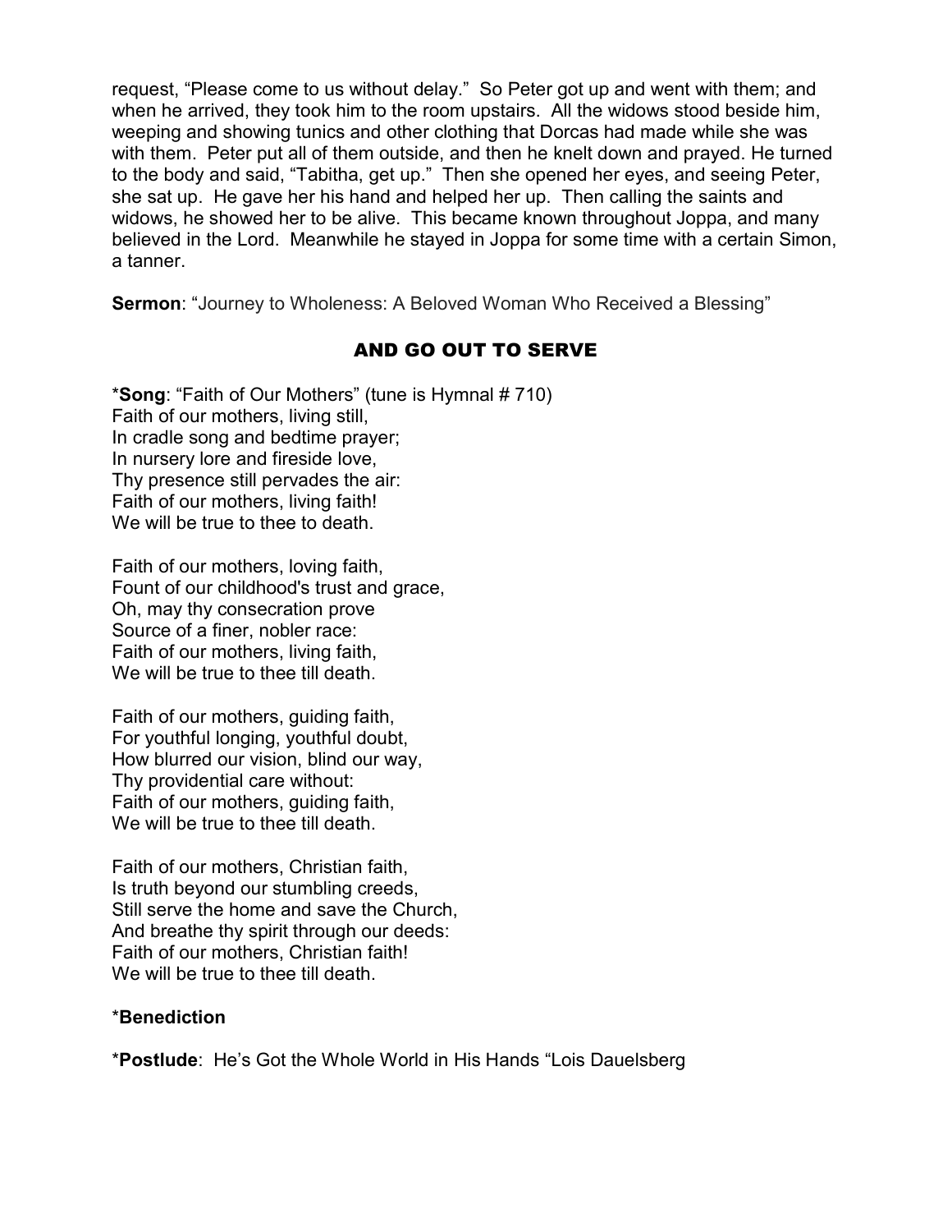request, "Please come to us without delay." So Peter got up and went with them; and when he arrived, they took him to the room upstairs. All the widows stood beside him, weeping and showing tunics and other clothing that Dorcas had made while she was with them. Peter put all of them outside, and then he knelt down and prayed. He turned to the body and said, "Tabitha, get up." Then she opened her eyes, and seeing Peter, she sat up. He gave her his hand and helped her up. Then calling the saints and widows, he showed her to be alive. This became known throughout Joppa, and many believed in the Lord. Meanwhile he stayed in Joppa for some time with a certain Simon, a tanner.

**Sermon**: "Journey to Wholeness: A Beloved Woman Who Received a Blessing"

## AND GO OUT TO SERVE

***Song**: "Faith of Our Mothers" (tune is Hymnal # 710)
Faith of our mothers, living still,
In cradle song and bedtime prayer;
In nursery lore and fireside love,
Thy presence still pervades the air:
Faith of our mothers, living faith!
We will be true to thee to death.

Faith of our mothers, loving faith,
Fount of our childhood's trust and grace,
Oh, may thy consecration prove
Source of a finer, nobler race:
Faith of our mothers, living faith,
We will be true to thee till death.

Faith of our mothers, guiding faith,
For youthful longing, youthful doubt,
How blurred our vision, blind our way,
Thy providential care without:
Faith of our mothers, guiding faith,
We will be true to thee till death.

Faith of our mothers, Christian faith,
Is truth beyond our stumbling creeds,
Still serve the home and save the Church,
And breathe thy spirit through our deeds:
Faith of our mothers, Christian faith!
We will be true to thee till death.

***Benediction**

***Postlude**: He's Got the Whole World in His Hands "Lois Dauelsberg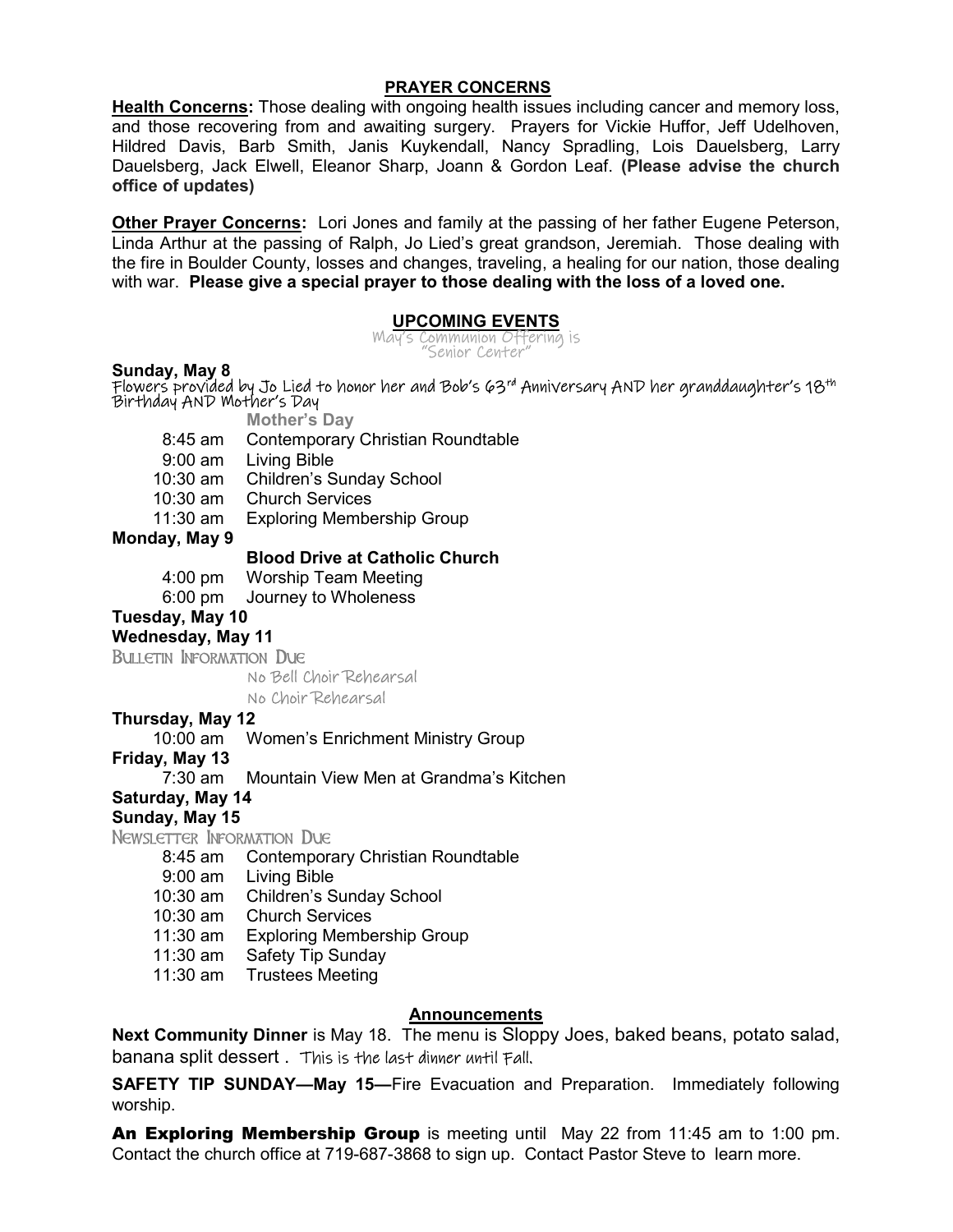## PRAYER CONCERNS

**Health Concerns:** Those dealing with ongoing health issues including cancer and memory loss, and those recovering from and awaiting surgery. Prayers for Vickie Huffor, Jeff Udelhoven, Hildred Davis, Barb Smith, Janis Kuykendall, Nancy Spradling, Lois Dauelsberg, Larry Dauelsberg, Jack Elwell, Eleanor Sharp, Joann & Gordon Leaf. **(Please advise the church office of updates)**

**Other Prayer Concerns:** Lori Jones and family at the passing of her father Eugene Peterson, Linda Arthur at the passing of Ralph, Jo Lied's great grandson, Jeremiah. Those dealing with the fire in Boulder County, losses and changes, traveling, a healing for our nation, those dealing with war. **Please give a special prayer to those dealing with the loss of a loved one.**

## UPCOMING EVENTS

May's Communion Offering is "Senior Center"

**Sunday, May 8**

Flowers provided by Jo Lied to honor her and Bob's 63rd Anniversary AND her granddaughter's 18th Birthday AND Mother's Day

**Mother's Day**

- 8:45 am Contemporary Christian Roundtable
- 9:00 am Living Bible
- 10:30 am Children's Sunday School
- 10:30 am Church Services
- 11:30 am Exploring Membership Group

**Monday, May 9**

**Blood Drive at Catholic Church**

- 4:00 pm Worship Team Meeting
- 6:00 pm Journey to Wholeness

**Tuesday, May 10**

**Wednesday, May 11**

Bulletin Information Due

No Bell Choir Rehearsal

No Choir Rehearsal

**Thursday, May 12**

- 10:00 am Women's Enrichment Ministry Group

**Friday, May 13**

- 7:30 am Mountain View Men at Grandma's Kitchen

**Saturday, May 14**

**Sunday, May 15**

Newsletter Information Due

- 8:45 am Contemporary Christian Roundtable
- 9:00 am Living Bible
- 10:30 am Children's Sunday School
- 10:30 am Church Services
- 11:30 am Exploring Membership Group
- 11:30 am Safety Tip Sunday
- 11:30 am Trustees Meeting

## Announcements

**Next Community Dinner** is May 18. The menu is Sloppy Joes, baked beans, potato salad, banana split dessert . This is the last dinner until Fall.

**SAFETY TIP SUNDAY—May 15—**Fire Evacuation and Preparation. Immediately following worship.

**An Exploring Membership Group** is meeting until May 22 from 11:45 am to 1:00 pm. Contact the church office at 719-687-3868 to sign up. Contact Pastor Steve to learn more.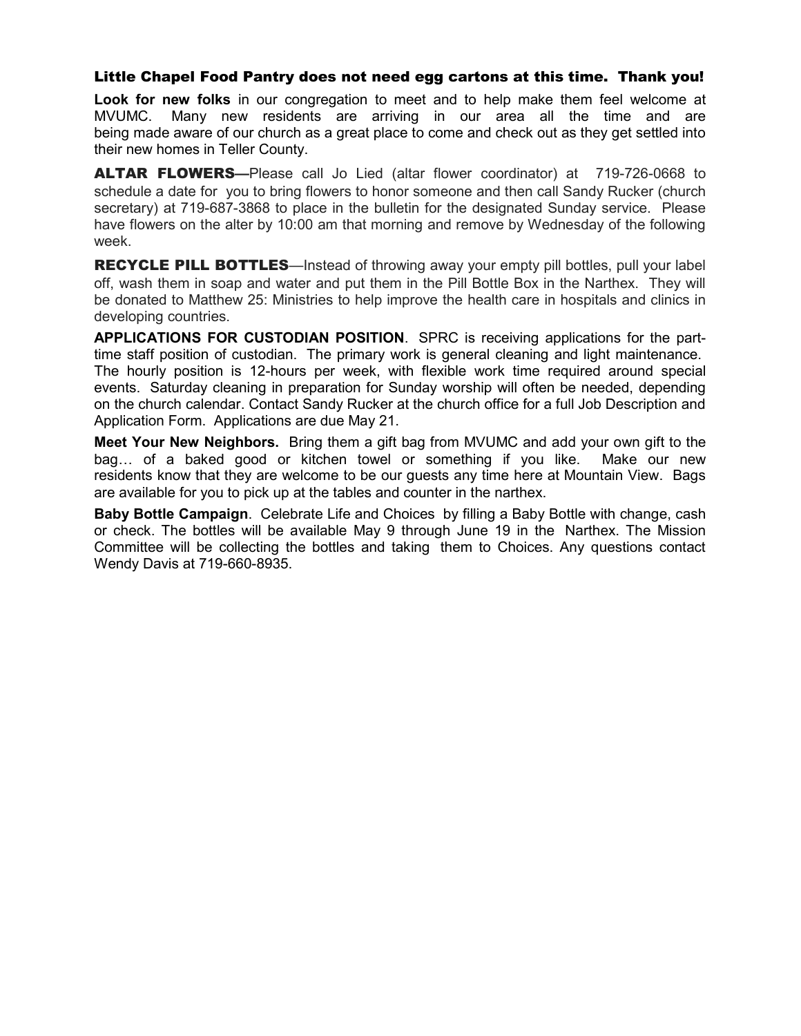**Little Chapel Food Pantry does not need egg cartons at this time. Thank you!**

**Look for new folks** in our congregation to meet and to help make them feel welcome at MVUMC. Many new residents are arriving in our area all the time and are being made aware of our church as a great place to come and check out as they get settled into their new homes in Teller County.

**ALTAR FLOWERS—**Please call Jo Lied (altar flower coordinator) at 719-726-0668 to schedule a date for you to bring flowers to honor someone and then call Sandy Rucker (church secretary) at 719-687-3868 to place in the bulletin for the designated Sunday service. Please have flowers on the alter by 10:00 am that morning and remove by Wednesday of the following week.

**RECYCLE PILL BOTTLES**—Instead of throwing away your empty pill bottles, pull your label off, wash them in soap and water and put them in the Pill Bottle Box in the Narthex. They will be donated to Matthew 25: Ministries to help improve the health care in hospitals and clinics in developing countries.

**APPLICATIONS FOR CUSTODIAN POSITION**. SPRC is receiving applications for the part-time staff position of custodian. The primary work is general cleaning and light maintenance. The hourly position is 12-hours per week, with flexible work time required around special events. Saturday cleaning in preparation for Sunday worship will often be needed, depending on the church calendar. Contact Sandy Rucker at the church office for a full Job Description and Application Form. Applications are due May 21.

**Meet Your New Neighbors.** Bring them a gift bag from MVUMC and add your own gift to the bag… of a baked good or kitchen towel or something if you like. Make our new residents know that they are welcome to be our guests any time here at Mountain View. Bags are available for you to pick up at the tables and counter in the narthex.

**Baby Bottle Campaign**. Celebrate Life and Choices by filling a Baby Bottle with change, cash or check. The bottles will be available May 9 through June 19 in the Narthex. The Mission Committee will be collecting the bottles and taking them to Choices. Any questions contact Wendy Davis at 719-660-8935.